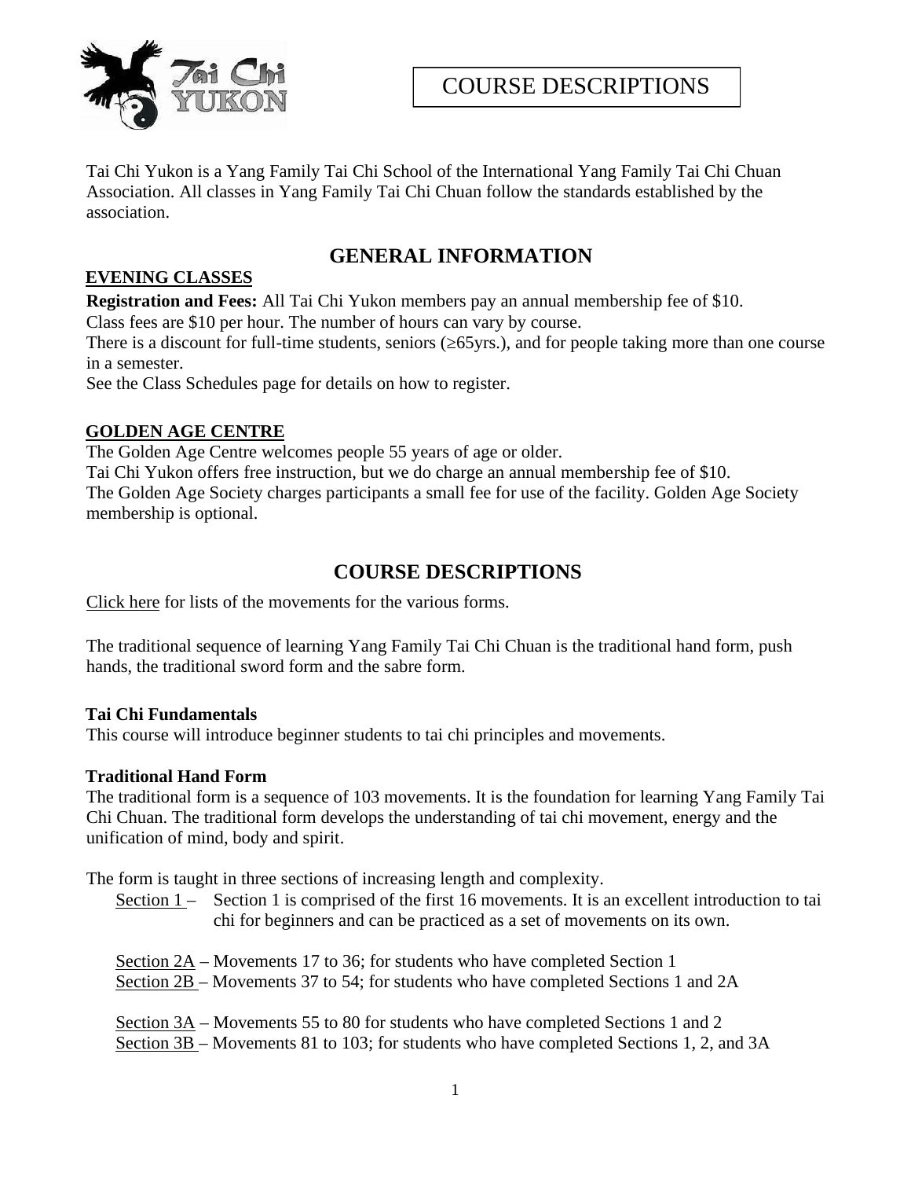# COURSE DESCRIPTIONS

Tai Chi Yukon is a Yang Family Tai Chi School of the International Yang Family Tai Chi Chuan Association. All classes in Yang Family Tai Chi Chuan follow the standards established by the association.

## GENERAL INFORMATION

### EVENING CLASSES

**Registration and Fees:** All Tai Chi Yukon members pay an annual membership fee of $10.
Class fees are $10 per hour. The number of hours can vary by course.
There is a discount for full-time students, seniors (≥65yrs.), and for people taking more than one course in a semester.
See the Class Schedules page for details on how to register.

### GOLDEN AGE CENTRE

The Golden Age Centre welcomes people 55 years of age or older.
Tai Chi Yukon offers free instruction, but we do charge an annual membership fee of $10.
The Golden Age Society charges participants a small fee for use of the facility. Golden Age Society membership is optional.

## COURSE DESCRIPTIONS

Click here for lists of the movements for the various forms.

The traditional sequence of learning Yang Family Tai Chi Chuan is the traditional hand form, push hands, the traditional sword form and the sabre form.

**Tai Chi Fundamentals**
This course will introduce beginner students to tai chi principles and movements.

**Traditional Hand Form**
The traditional form is a sequence of 103 movements. It is the foundation for learning Yang Family Tai Chi Chuan. The traditional form develops the understanding of tai chi movement, energy and the unification of mind, body and spirit.

The form is taught in three sections of increasing length and complexity.

- Section 1 – Section 1 is comprised of the first 16 movements. It is an excellent introduction to tai chi for beginners and can be practiced as a set of movements on its own.

- Section 2A – Movements 17 to 36; for students who have completed Section 1
- Section 2B – Movements 37 to 54; for students who have completed Sections 1 and 2A

- Section 3A – Movements 55 to 80 for students who have completed Sections 1 and 2
- Section 3B – Movements 81 to 103; for students who have completed Sections 1, 2, and 3A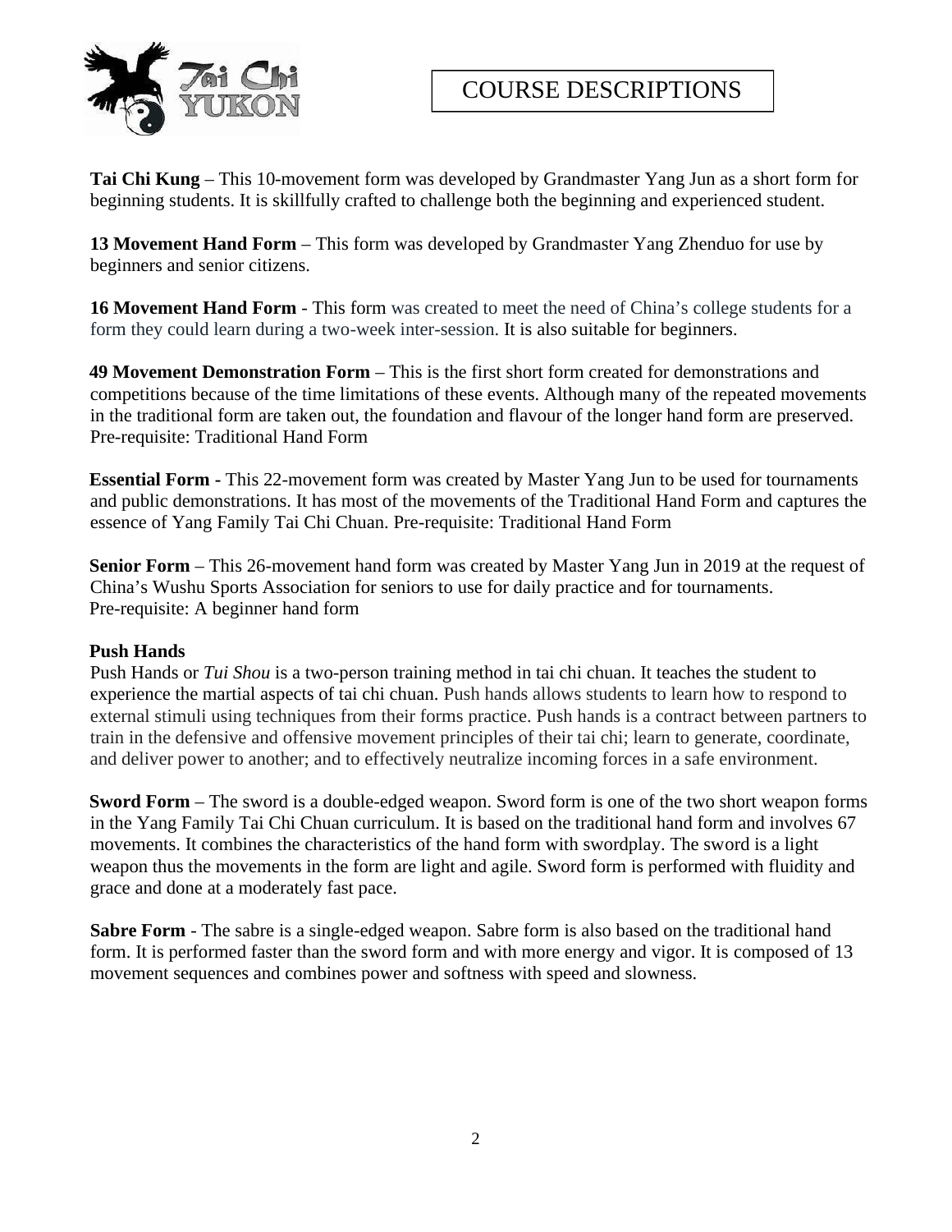# COURSE DESCRIPTIONS

**Tai Chi Kung** – This 10-movement form was developed by Grandmaster Yang Jun as a short form for beginning students. It is skillfully crafted to challenge both the beginning and experienced student.

**13 Movement Hand Form** – This form was developed by Grandmaster Yang Zhenduo for use by beginners and senior citizens.

**16 Movement Hand Form** - This form was created to meet the need of China's college students for a form they could learn during a two-week inter-session. It is also suitable for beginners.

**49 Movement Demonstration Form** – This is the first short form created for demonstrations and competitions because of the time limitations of these events. Although many of the repeated movements in the traditional form are taken out, the foundation and flavour of the longer hand form are preserved. Pre-requisite: Traditional Hand Form

**Essential Form** - This 22-movement form was created by Master Yang Jun to be used for tournaments and public demonstrations. It has most of the movements of the Traditional Hand Form and captures the essence of Yang Family Tai Chi Chuan. Pre-requisite: Traditional Hand Form

**Senior Form** – This 26-movement hand form was created by Master Yang Jun in 2019 at the request of China's Wushu Sports Association for seniors to use for daily practice and for tournaments. Pre-requisite: A beginner hand form

**Push Hands**

Push Hands or *Tui Shou* is a two-person training method in tai chi chuan. It teaches the student to experience the martial aspects of tai chi chuan. Push hands allows students to learn how to respond to external stimuli using techniques from their forms practice. Push hands is a contract between partners to train in the defensive and offensive movement principles of their tai chi; learn to generate, coordinate, and deliver power to another; and to effectively neutralize incoming forces in a safe environment.

**Sword Form** – The sword is a double-edged weapon. Sword form is one of the two short weapon forms in the Yang Family Tai Chi Chuan curriculum. It is based on the traditional hand form and involves 67 movements. It combines the characteristics of the hand form with swordplay. The sword is a light weapon thus the movements in the form are light and agile. Sword form is performed with fluidity and grace and done at a moderately fast pace.

**Sabre Form** - The sabre is a single-edged weapon. Sabre form is also based on the traditional hand form. It is performed faster than the sword form and with more energy and vigor. It is composed of 13 movement sequences and combines power and softness with speed and slowness.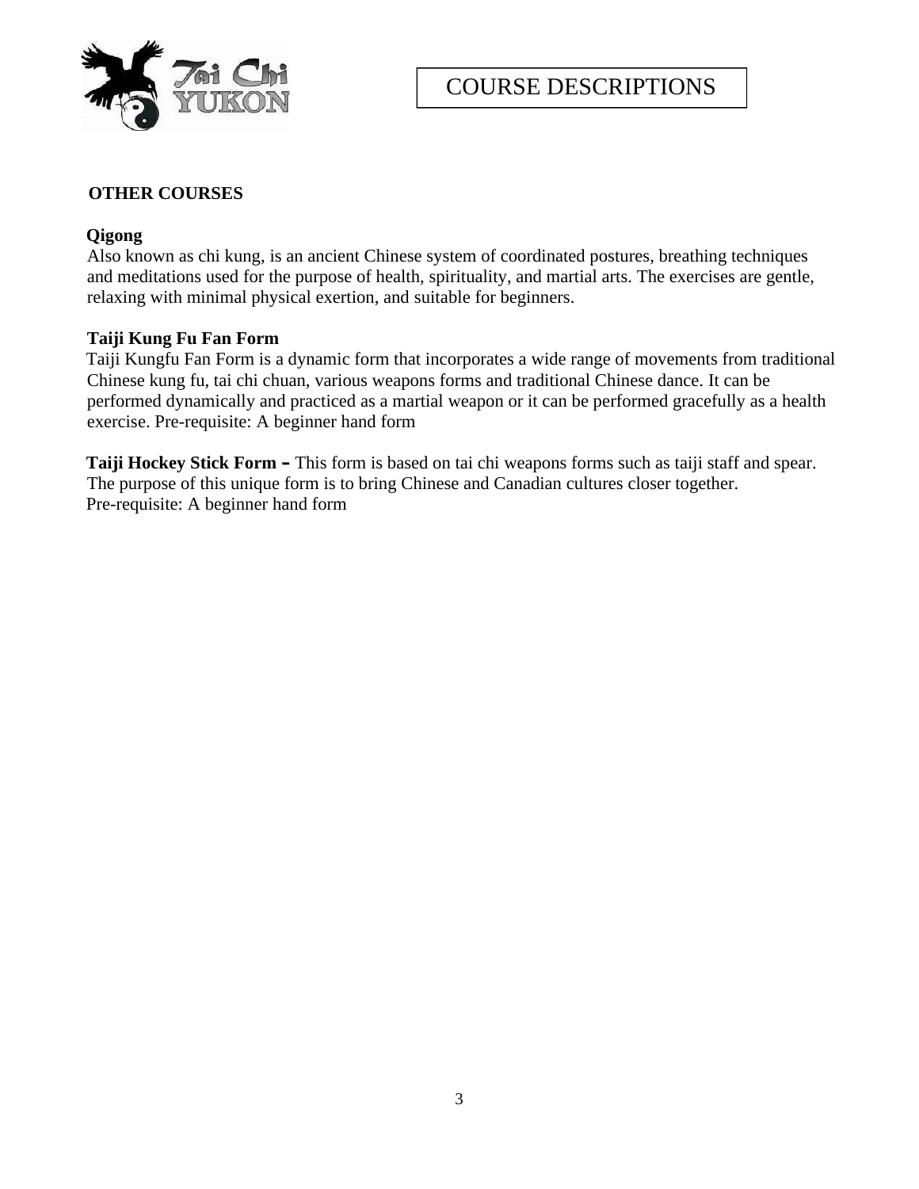# COURSE DESCRIPTIONS

## OTHER COURSES

### Qigong

Also known as chi kung, is an ancient Chinese system of coordinated postures, breathing techniques and meditations used for the purpose of health, spirituality, and martial arts. The exercises are gentle, relaxing with minimal physical exertion, and suitable for beginners.

### Taiji Kung Fu Fan Form

Taiji Kungfu Fan Form is a dynamic form that incorporates a wide range of movements from traditional Chinese kung fu, tai chi chuan, various weapons forms and traditional Chinese dance. It can be performed dynamically and practiced as a martial weapon or it can be performed gracefully as a health exercise. Pre-requisite: A beginner hand form

**Taiji Hockey Stick Form –** This form is based on tai chi weapons forms such as taiji staff and spear. The purpose of this unique form is to bring Chinese and Canadian cultures closer together. Pre-requisite: A beginner hand form